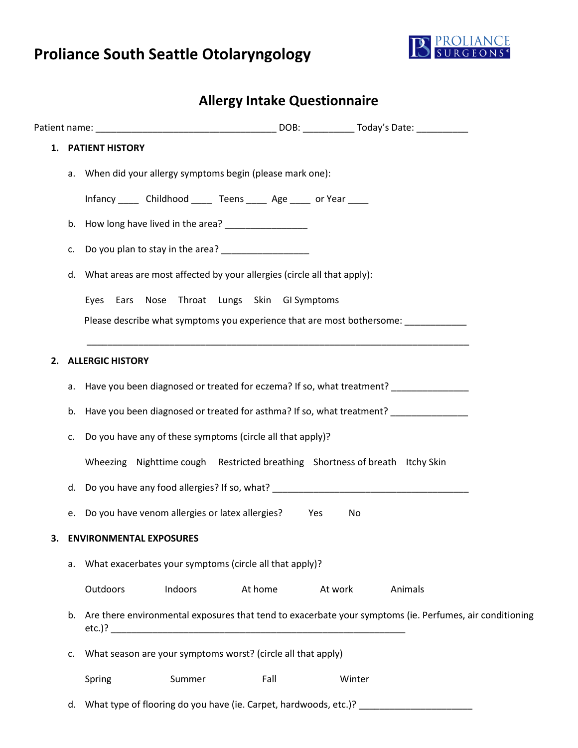# Proliance South Seattle Otolaryngology

PROLIANCE SURGEONS®

## Allergy Intake Questionnaire

Patient name: ___________________________________ DOB: __________ Today's Date: __________

1. **PATIENT HISTORY**

   a. When did your allergy symptoms begin (please mark one):

      Infancy ____ Childhood ____ Teens ____ Age ____ or Year ____

   b. How long have lived in the area? ________________

   c. Do you plan to stay in the area? _________________

   d. What areas are most affected by your allergies (circle all that apply):

      Eyes Ears Nose Throat Lungs Skin GI Symptoms

      Please describe what symptoms you experience that are most bothersome: ____________

      ___________________________________________________________________________

2. **ALLERGIC HISTORY**

   a. Have you been diagnosed or treated for eczema? If so, what treatment? _______________

   b. Have you been diagnosed or treated for asthma? If so, what treatment? _______________

   c. Do you have any of these symptoms (circle all that apply)?

      Wheezing Nighttime cough Restricted breathing Shortness of breath Itchy Skin

   d. Do you have any food allergies? If so, what? ________________________________________

   e. Do you have venom allergies or latex allergies? Yes No

3. **ENVIRONMENTAL EXPOSURES**

   a. What exacerbates your symptoms (circle all that apply)?

      Outdoors Indoors At home At work Animals

   b. Are there environmental exposures that tend to exacerbate your symptoms (ie. Perfumes, air conditioning etc.)? ___________________________________________________________

   c. What season are your symptoms worst? (circle all that apply)

      Spring Summer Fall Winter

   d. What type of flooring do you have (ie. Carpet, hardwoods, etc.)? ______________________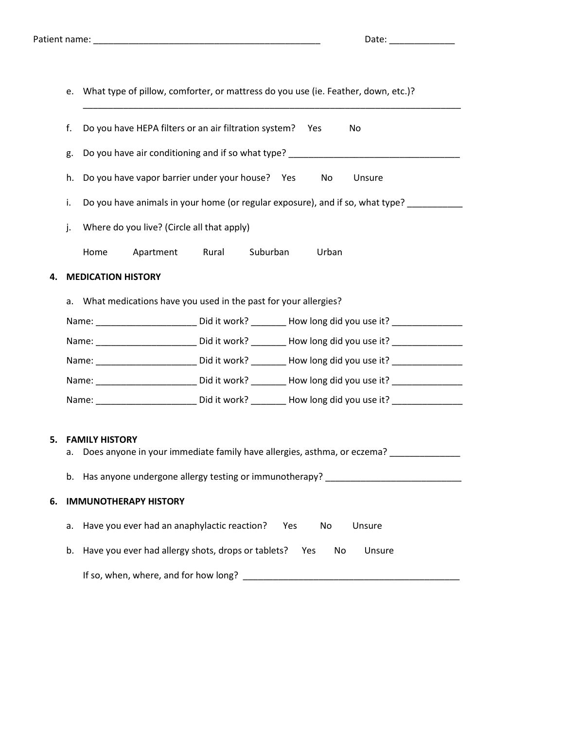Patient name: _______________________________________________ Date: _____________

e. What type of pillow, comforter, or mattress do you use (ie. Feather, down, etc.)?
______________________________________________________________________________

f. Do you have HEPA filters or an air filtration system? Yes No

g. Do you have air conditioning and if so what type? __________________________________

h. Do you have vapor barrier under your house? Yes No Unsure

i. Do you have animals in your home (or regular exposure), and if so, what type? ___________

j. Where do you live? (Circle all that apply)

Home Apartment Rural Suburban Urban

**4. MEDICATION HISTORY**

a. What medications have you used in the past for your allergies?

Name: ____________________ Did it work? _______ How long did you use it? ______________

Name: ____________________ Did it work? _______ How long did you use it? ______________

Name: ____________________ Did it work? _______ How long did you use it? ______________

Name: ____________________ Did it work? _______ How long did you use it? ______________

Name: ____________________ Did it work? _______ How long did you use it? ______________

**5. FAMILY HISTORY**

a. Does anyone in your immediate family have allergies, asthma, or eczema? ______________

b. Has anyone undergone allergy testing or immunotherapy? ___________________________

**6. IMMUNOTHERAPY HISTORY**

a. Have you ever had an anaphylactic reaction? Yes No Unsure

b. Have you ever had allergy shots, drops or tablets? Yes No Unsure

If so, when, where, and for how long? ____________________________________________